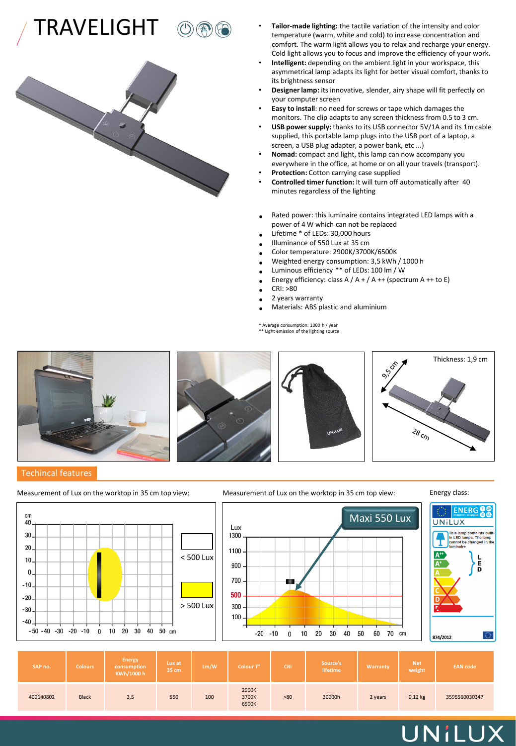# TRAVELIGHT

- **Tailor-made lighting:** the tactile variation of the intensity and color temperature (warm, white and cold) to increase concentration and comfort. The warm light allows you to relax and recharge your energy. Cold light allows you to focus and improve the efficiency of your work.
- **Intelligent:** depending on the ambient light in your workspace, this asymmetrical lamp adapts its light for better visual comfort, thanks to its brightness sensor
- **Designer lamp:** its innovative, slender, airy shape will fit perfectly on your computer screen
- **Easy to install**: no need for screws or tape which damages the monitors. The clip adapts to any screen thickness from 0.5 to 3 cm.
- **USB power supply:** thanks to its USB connector 5V/1A and its 1m cable supplied, this portable lamp plugs into the USB port of a laptop, a screen, a USB plug adapter, a power bank, etc ...)
- **Nomad:** compact and light, this lamp can now accompany you everywhere in the office, at home or on all your travels (transport).
- **Protection:** Cotton carrying case supplied
- **Controlled timer function:** It will turn off automatically after 40 minutes regardless of the lighting

- Rated power: this luminaire contains integrated LED lamps with a power of 4 W which can not be replaced
- Lifetime * of LEDs: 30,000 hours
- Illuminance of 550 Lux at 35 cm
- Color temperature: 2900K/3700K/6500K
- Weighted energy consumption: 3,5 kWh / 1000 h
- Luminous efficiency ** of LEDs: 100 lm / W
- Energy efficiency: class A / A + / A ++ (spectrum A ++ to E)
- CRI: >80
- 2 years warranty
- Materials: ABS plastic and aluminium

\* Average consumption: 1000 h / year
\** Light emission of the lighting source

9,5 cm

Thickness: 1,9 cm

28 cm

## Techincal features

Measurement of Lux on the worktop in 35 cm top view:

cm
40
30
20
10
0
-10
-20
-30
-40
-50 -40 -30 -20 -10 0 10 20 30 40 50 cm

< 500 Lux

> 500 Lux

Measurement of Lux on the worktop in 35 cm top view:

Maxi 550 Lux

Lux
1300
1100
900
700
500
300
100
-20 -10 0 10 20 30 40 50 60 70 cm

Energy class:

ENERG
UNILUX
This lamp contains built-in LED lamps. The lamp cannot be changed in the luminaire
A++
A+
A
B
C
D
E
LED
874/2012

| SAP no. | Colours | Energy consumption KWh/1000 h | Lux at 35 cm | Lm/W | Colour T° | CRI | Source's lifetime | Warranty | Net weight | EAN code |
|---|---|---|---|---|---|---|---|---|---|---|
| 400140802 | Black | 3,5 | 550 | 100 | 2900K 3700K 6500K | >80 | 30000h | 2 years | 0,12 kg | 3595560030347 |

UNILUX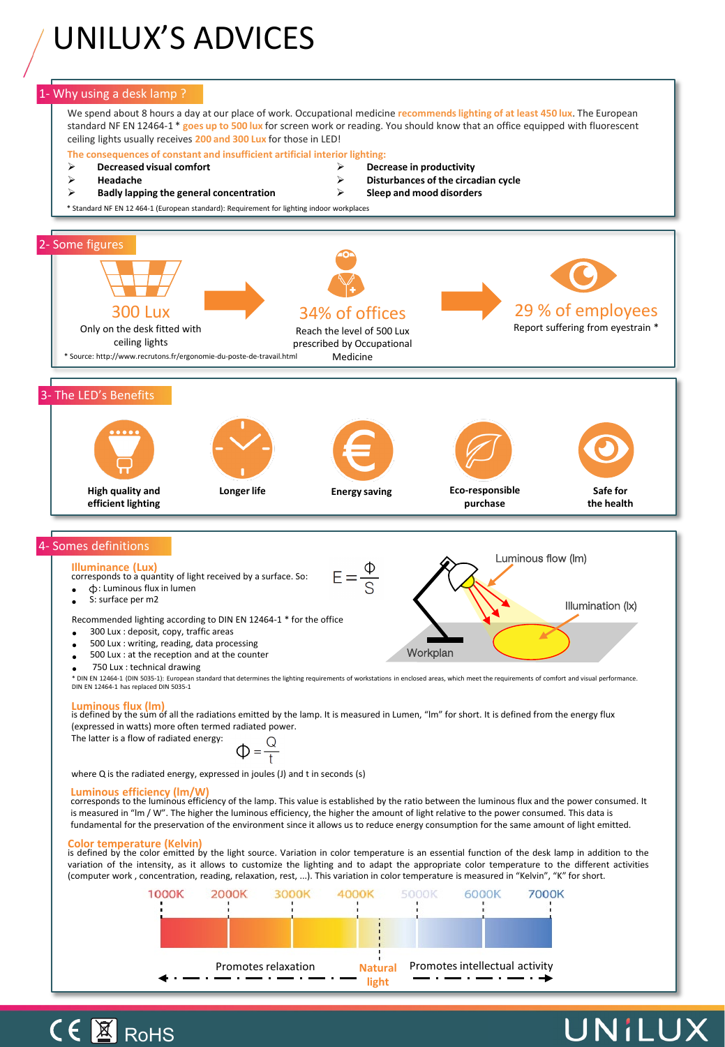# UNILUX'S ADVICES

## 1- Why using a desk lamp ?

We spend about 8 hours a day at our place of work. Occupational medicine **recommends lighting of at least 450 lux**. The European standard NF EN 12464-1 * **goes up to 500 lux** for screen work or reading. You should know that an office equipped with fluorescent ceiling lights usually receives **200 and 300 Lux** for those in LED!

**The consequences of constant and insufficient artificial interior lighting:**

- **Decreased visual comfort**
- **Headache**
- **Badly lapping the general concentration**
- **Decrease in productivity**
- **Disturbances of the circadian cycle**
- **Sleep and mood disorders**

\* Standard NF EN 12 464-1 (European standard): Requirement for lighting indoor workplaces

## 2- Some figures

300 Lux
Only on the desk fitted with ceiling lights

34% of offices
Reach the level of 500 Lux prescribed by Occupational Medicine

29 % of employees
Report suffering from eyestrain *

\* Source: http://www.recrutons.fr/ergonomie-du-poste-de-travail.html

## 3- The LED's Benefits

- **High quality and efficient lighting**
- **Longer life**
- **Energy saving**
- **Eco-responsible purchase**
- **Safe for the health**

## 4- Somes definitions

### Illuminance (Lux)

corresponds to a quantity of light received by a surface. So:

$$E = \frac{\Phi}{S}$$

- $\Phi$: Luminous flux in lumen
- S: surface per m2

Luminous flow (lm)
Illumination (lx)
Workplan

Recommended lighting according to DIN EN 12464-1 * for the office

- 300 Lux : deposit, copy, traffic areas
- 500 Lux : writing, reading, data processing
- 500 Lux : at the reception and at the counter
- 750 Lux : technical drawing

\* DIN EN 12464-1 (DIN 5035-1): European standard that determines the lighting requirements of workstations in enclosed areas, which meet the requirements of comfort and visual performance. DIN EN 12464-1 has replaced DIN 5035-1

### Luminous flux (lm)

is defined by the sum of all the radiations emitted by the lamp. It is measured in Lumen, "lm" for short. It is defined from the energy flux (expressed in watts) more often termed radiated power.
The latter is a flow of radiated energy:

$$\Phi = \frac{Q}{t}$$

where Q is the radiated energy, expressed in joules (J) and t in seconds (s)

### Luminous efficiency (lm/W)

corresponds to the luminous efficiency of the lamp. This value is established by the ratio between the luminous flux and the power consumed. It is measured in "lm / W". The higher the luminous efficiency, the higher the amount of light relative to the power consumed. This data is fundamental for the preservation of the environment since it allows us to reduce energy consumption for the same amount of light emitted.

### Color temperature (Kelvin)

is defined by the color emitted by the light source. Variation in color temperature is an essential function of the desk lamp in addition to the variation of the intensity, as it allows to customize the lighting and to adapt the appropriate color temperature to the different activities (computer work , concentration, reading, relaxation, rest, ...). This variation in color temperature is measured in "Kelvin", "K" for short.

1000K 2000K 3000K 4000K 5000K 6000K 7000K

Promotes relaxation
Natural light
Promotes intellectual activity

RoHS

UNILUX